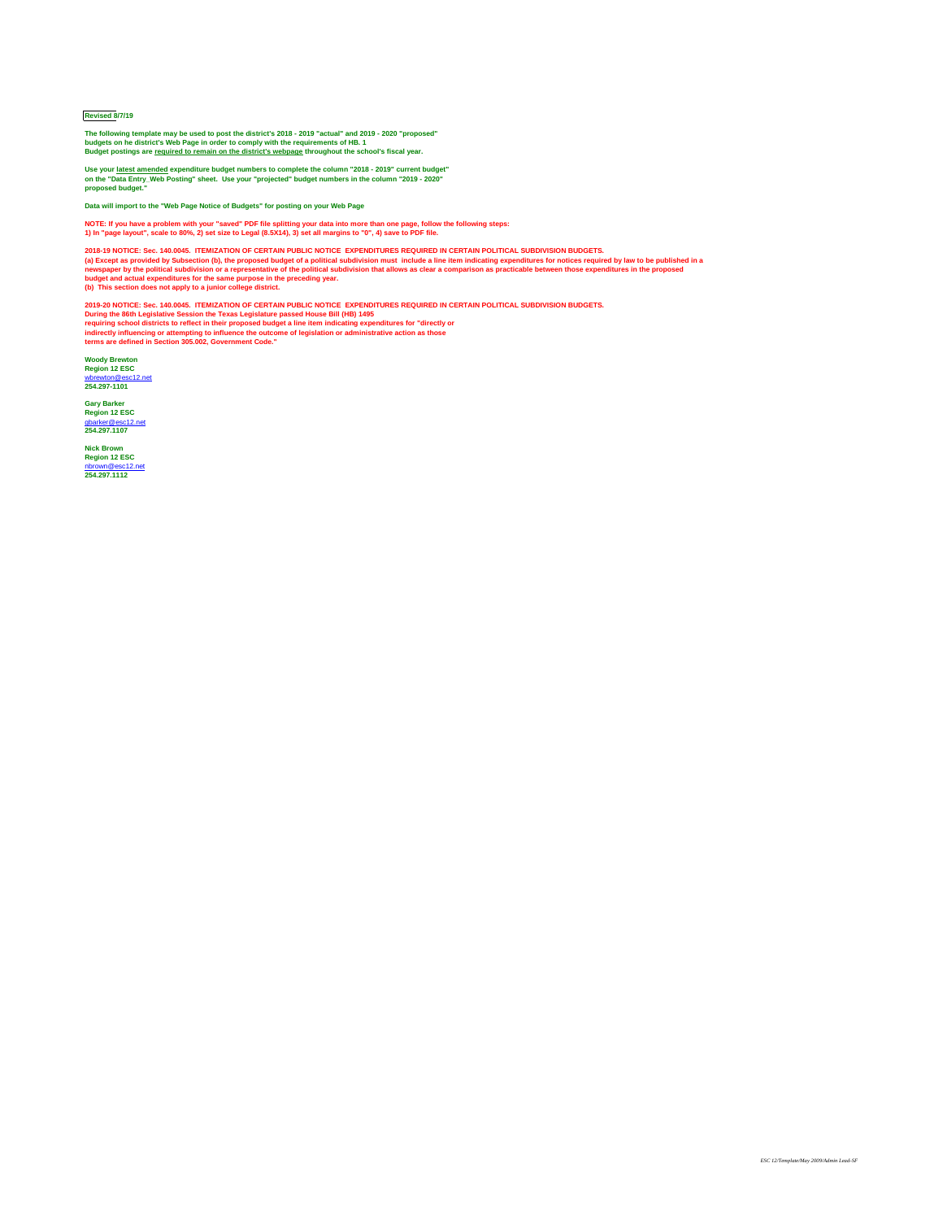**Revised 8/7/19**

**The following template may be used to post the district's 2018 - 2019 "actual" and 2019 - 2020 "proposed" budgets on he district's Web Page in order to comply with the requirements of HB. 1**
**Budget postings are required to remain on the district's webpage throughout the school's fiscal year.**

**Use your latest amended expenditure budget numbers to complete the column "2018 - 2019" current budget" on the "Data Entry_Web Posting" sheet. Use your "projected" budget numbers in the column "2019 - 2020" proposed budget."**

**Data will import to the "Web Page Notice of Budgets" for posting on your Web Page**

**NOTE: If you have a problem with your "saved" PDF file splitting your data into more than one page, follow the following steps:**
**1) In "page layout", scale to 80%, 2) set size to Legal (8.5X14), 3) set all margins to "0", 4) save to PDF file.**

**2018-19 NOTICE: Sec. 140.0045. ITEMIZATION OF CERTAIN PUBLIC NOTICE EXPENDITURES REQUIRED IN CERTAIN POLITICAL SUBDIVISION BUDGETS.**
**(a) Except as provided by Subsection (b), the proposed budget of a political subdivision must include a line item indicating expenditures for notices required by law to be published in a newspaper by the political subdivision or a representative of the political subdivision that allows as clear a comparison as practicable between those expenditures in the proposed budget and actual expenditures for the same purpose in the preceding year.**
**(b) This section does not apply to a junior college district.**

**2019-20 NOTICE: Sec. 140.0045. ITEMIZATION OF CERTAIN PUBLIC NOTICE EXPENDITURES REQUIRED IN CERTAIN POLITICAL SUBDIVISION BUDGETS.**
**During the 86th Legislative Session the Texas Legislature passed House Bill (HB) 1495 requiring school districts to reflect in their proposed budget a line item indicating expenditures for "directly or indirectly influencing or attempting to influence the outcome of legislation or administrative action as those terms are defined in Section 305.002, Government Code."**

**Woody Brewton**
**Region 12 ESC**
wbrewton@esc12.net
**254.297-1101**

**Gary Barker**
**Region 12 ESC**
gbarker@esc12.net
**254.297.1107**

**Nick Brown**
**Region 12 ESC**
nbrown@esc12.net
**254.297.1112**

*ESC 12/Template/May 2009/Admin Lead-SF*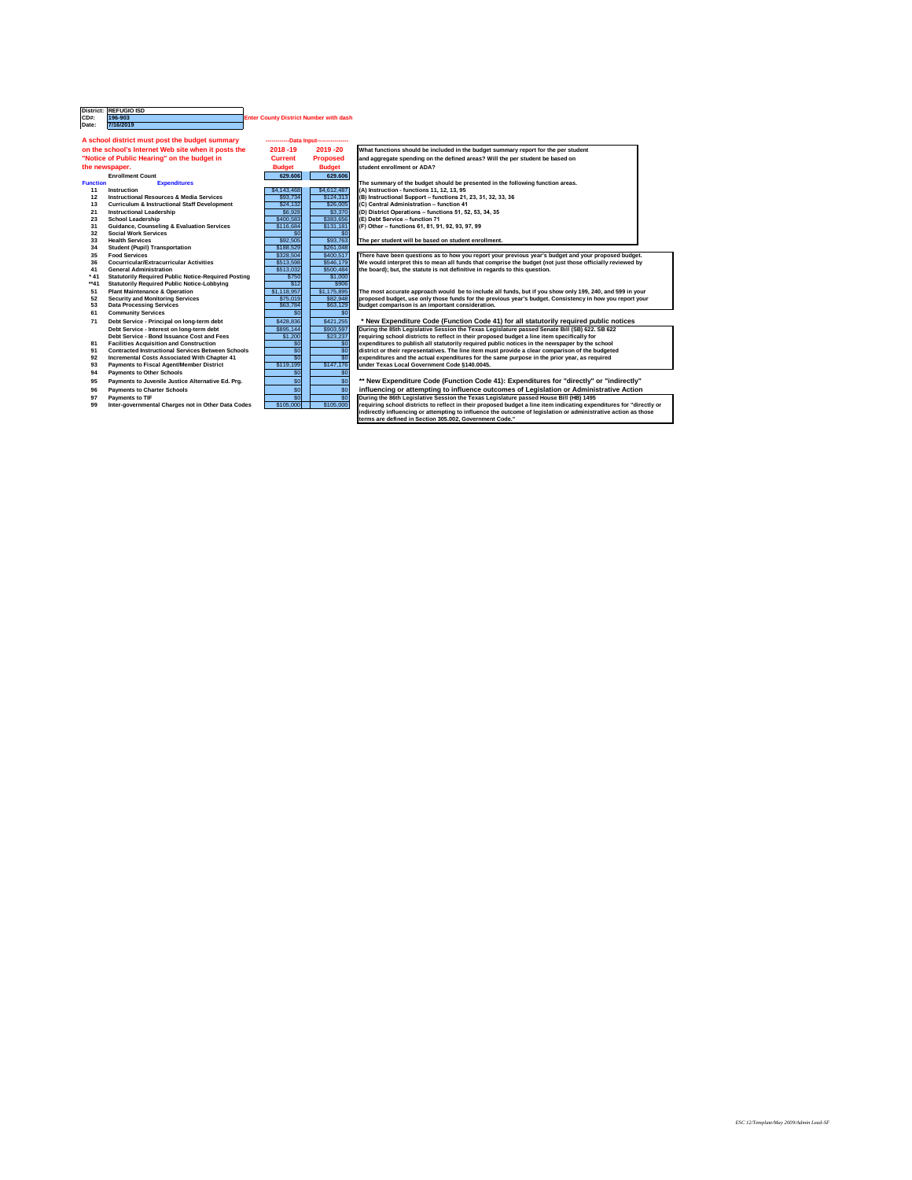| | |
|---|---|
| District: | REFUGIO ISD |
| CD#: | 196-903 |
| Date: | 7/16/2019 |

Enter County District Number with dash

**A school district must post the budget summary on the school's Internet Web site when it posts the "Notice of Public Hearing" on the budget in the newspaper.**

| Function | Expenditures | 2018 -19 Current Budget | 2019 -20 Proposed Budget |
|---|---|---|---|
| | Enrollment Count | 629.606 | 629.606 |
| 11 | Instruction | $4,143,468 | $4,612,487 |
| 12 | Instructional Resources & Media Services | $93,734 | $124,313 |
| 13 | Curriculum & Instructional Staff Development | $24,132 | $26,005 |
| 21 | Instructional Leadership | $6,928 | $3,370 |
| 23 | School Leadership | $400,583 | $383,656 |
| 31 | Guidance, Counseling & Evaluation Services | $116,684 | $131,181 |
| 32 | Social Work Services | $0 | $0 |
| 33 | Health Services | $92,505 | $93,763 |
| 34 | Student (Pupil) Transportation | $188,529 | $261,048 |
| 35 | Food Services | $328,504 | $400,517 |
| 36 | Cocurricular/Extracurricular Activities | $513,598 | $546,179 |
| 41 | General Administration | $513,032 | $500,484 |
| * 41 | Statutorily Required Public Notice-Required Posting | $750 | $1,000 |
| **41 | Statutorily Required Public Notice-Lobbying | $12 | $906 |
| 51 | Plant Maintenance & Operation | $1,118,957 | $1,175,895 |
| 52 | Security and Monitoring Services | $75,019 | $82,948 |
| 53 | Data Processing Services | $63,784 | $63,129 |
| 61 | Community Services | $0 | $0 |
| 71 | Debt Service - Principal on long-term debt | $428,836 | $421,255 |
| | Debt Service - Interest on long-term debt | $895,144 | $903,597 |
| | Debt Service - Bond Issuance Cost and Fees | $1,200 | $23,237 |
| 81 | Facilities Acquisition and Construction | $0 | $0 |
| 91 | Contracted Instructional Services Between Schools | $0 | $0 |
| 92 | Incremental Costs Associated With Chapter 41 | $0 | $0 |
| 93 | Payments to Fiscal Agent/Member District | $119,199 | $147,176 |
| 94 | Payments to Other Schools | $0 | $0 |
| 95 | Payments to Juvenile Justice Alternative Ed. Prg. | $0 | $0 |
| 96 | Payments to Charter Schools | $0 | $0 |
| 97 | Payments to TIF | $0 | $0 |
| 99 | Inter-governmental Charges not in Other Data Codes | $105,000 | $105,000 |

**What functions should be included in the budget summary report for the per student and aggregate spending on the defined areas? Will the per student be based on student enrollment or ADA?**

**The summary of the budget should be presented in the following function areas.**
**(A) Instruction - functions 11, 12, 13, 95**
**(B) Instructional Support – functions 21, 23, 31, 32, 33, 36**
**(C) Central Administration – function 41**
**(D) District Operations – functions 51, 52, 53, 34, 35**
**(E) Debt Service – function 71**
**(F) Other – functions 61, 81, 91, 92, 93, 97, 99**

**The per student will be based on student enrollment.**

**There have been questions as to how you report your previous year's budget and your proposed budget. We would interpret this to mean all funds that comprise the budget (not just those officially reviewed by the board); but, the statute is not definitive in regards to this question.**

**The most accurate approach would be to include all funds, but if you show only 199, 240, and 599 in your proposed budget, use only those funds for the previous year's budget. Consistency in how you report your budget comparison is an important consideration.**

**\* New Expenditure Code (Function Code 41) for all statutorily required public notices**

**During the 85th Legislative Session the Texas Legislature passed Senate Bill (SB) 622. SB 622 requiring school districts to reflect in their proposed budget a line item specifically for expenditures to publish all statutorily required public notices in the newspaper by the school district or their representatives. The line item must provide a clear comparison of the budgeted expenditures and the actual expenditures for the same purpose in the prior year, as required under Texas Local Government Code §140.0045.**

**\*\* New Expenditure Code (Function Code 41): Expenditures for "directly" or "indirectly" influencing or attempting to influence outcomes of Legislation or Administrative Action**

**During the 86th Legislative Session the Texas Legislature passed House Bill (HB) 1495 requiring school districts to reflect in their proposed budget a line item indicating expenditures for "directly or indirectly influencing or attempting to influence the outcome of legislation or administrative action as those terms are defined in Section 305.002, Government Code."**

*ESC 12/Template/May 2009/Admin Lead-SF*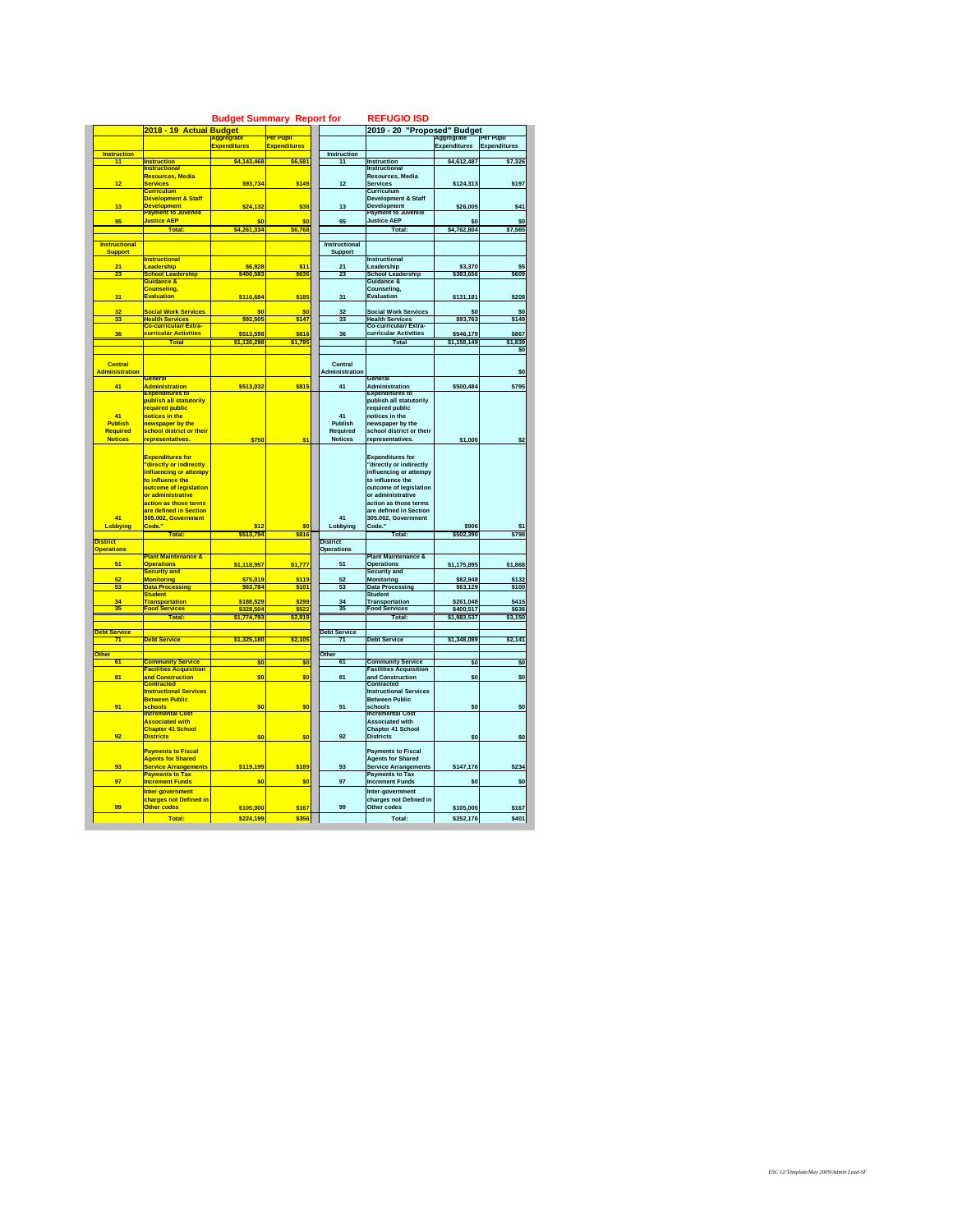## Budget Summary Report for REFUGIO ISD

| 2018 - 19 Actual Budget | | Aggregate Expenditures | Per Pupil Expenditures | 2019 - 20 "Proposed" Budget | | Aggregate Expenditures | Per Pupil Expenditures |
|---|---|---|---|---|---|---|---|
| Instruction | | | | Instruction | | | |
| 11 | Instruction | $4,143,468 | $6,581 | 11 | Instruction | $4,612,487 | $7,326 |
| 12 | Instructional Resources, Media Services | $93,734 | $149 | 12 | Instructional Resources, Media Services | $124,313 | $197 |
| 13 | Curriculum Development & Staff Development | $24,132 | $38 | 13 | Curriculum Development & Staff Development | $26,005 | $41 |
| 95 | Payment to Juvenile Justice AEP | $0 | $0 | 95 | Payment to Juvenile Justice AEP | $0 | $0 |
| | Total: | $4,261,334 | $6,768 | | Total: | $4,762,804 | $7,565 |
| Instructional Support | | | | Instructional Support | | | |
| 21 | Instructional Leadership | $6,928 | $11 | 21 | Instructional Leadership | $3,370 | $5 |
| 23 | School Leadership | $400,583 | $636 | 23 | School Leadership | $383,656 | $609 |
| 31 | Guidance & Counseling, Evaluation | $116,684 | $185 | 31 | Guidance & Counseling, Evaluation | $131,181 | $208 |
| 32 | Social Work Services | $0 | $0 | 32 | Social Work Services | $0 | $0 |
| 33 | Health Services | $92,505 | $147 | 33 | Health Services | $93,763 | $149 |
| 36 | Co-curricular/ Extra-curricular Activities | $513,598 | $816 | 36 | Co-curricular/ Extra-curricular Activities | $546,179 | $867 |
| | Total | $1,130,298 | $1,795 | | Total | $1,158,149 | $1,839 |
| | | | | | | | $0 |
| Central Administration | | | | Central Administration | | | $0 |
| 41 | General Administration | $513,032 | $815 | 41 | General Administration | $500,484 | $795 |
| 41 Publish Required Notices | Expenditures to publish all statutorily required public notices in the newspaper by the school district or their representatives. | $750 | $1 | 41 Publish Required Notices | Expenditures to publish all statutorily required public notices in the newspaper by the school district or their representatives. | $1,000 | $2 |
| 41 Lobbying | Expenditures for "directly or indirectly influencing or attempy to influence the outcome of legislation or administrative action as those terms are defined in Section 305.002, Government Code." | $12 | $0 | 41 Lobbying | Expenditures for "directly or indirectly influencing or attempy to influence the outcome of legislation or administrative action as those terms are defined in Section 305.002, Government Code." | $906 | $1 |
| | Total: | $513,794 | $816 | | Total: | $502,390 | $798 |
| District Operations | | | | District Operations | | | |
| 51 | Plant Maintenance & Operations | $1,118,957 | $1,777 | 51 | Plant Maintenance & Operations | $1,175,895 | $1,868 |
| 52 | Security and Monitoring | $75,019 | $119 | 52 | Security and Monitoring | $82,948 | $132 |
| 53 | Data Processing | $63,784 | $101 | 53 | Data Processing | $63,129 | $100 |
| 34 | Student Transportation | $188,529 | $299 | 34 | Student Transportation | $261,048 | $415 |
| 35 | Food Services | $328,504 | $522 | 35 | Food Services | $400,517 | $636 |
| | Total: | $1,774,793 | $2,819 | | Total: | $1,983,537 | $3,150 |
| Debt Service | | | | Debt Service | | | |
| 71 | Debt Service | $1,325,180 | $2,105 | 71 | Debt Service | $1,348,089 | $2,141 |
| Other | | | | Other | | | |
| 61 | Community Service | $0 | $0 | 61 | Community Service | $0 | $0 |
| 81 | Facilities Acquisition and Construction | $0 | $0 | 81 | Facilities Acquisition and Construction | $0 | $0 |
| 91 | Contracted Instructional Services Between Public schools | $0 | $0 | 91 | Contracted Instructional Services Between Public schools | $0 | $0 |
| 92 | Incremental Cost Associated with Chapter 41 School Districts | $0 | $0 | 92 | Incremental Cost Associated with Chapter 41 School Districts | $0 | $0 |
| 93 | Payments to Fiscal Agents for Shared Service Arrangements | $119,199 | $189 | 93 | Payments to Fiscal Agents for Shared Service Arrangements | $147,176 | $234 |
| 97 | Payments to Tax Increment Funds | $0 | $0 | 97 | Payments to Tax Increment Funds | $0 | $0 |
| 99 | Inter-government charges not Defined in Other codes | $105,000 | $167 | 99 | Inter-government charges not Defined in Other codes | $105,000 | $167 |
| | Total: | $224,199 | $356 | | Total: | $252,176 | $401 |

*ESC 12/Template/May 2009/Admin Lead-SF*